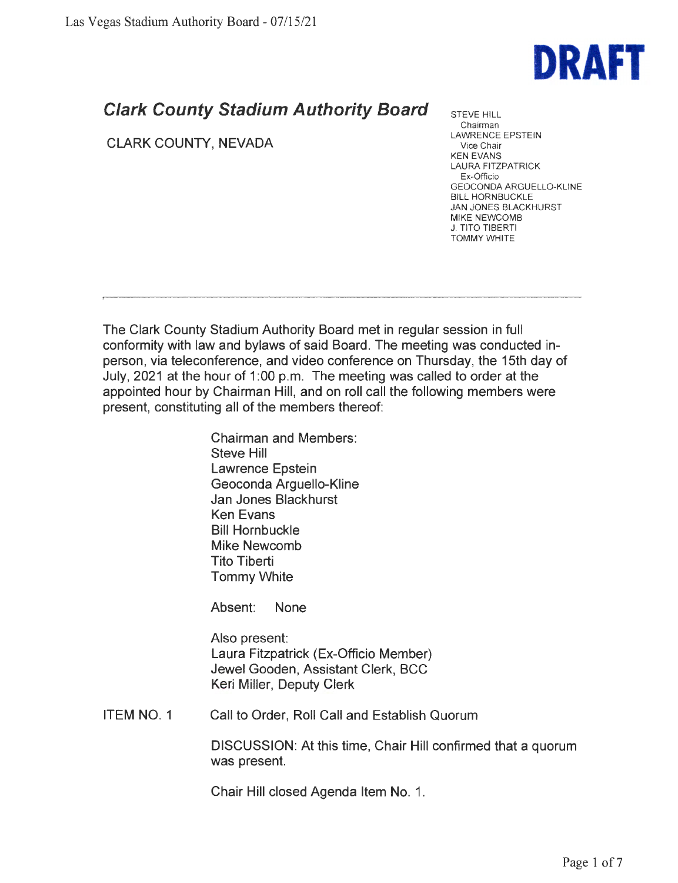**DRAFT**

## *Clark County Stadium Authority Board*

CLARK COUNTY, NEVADA

STEVE HILL
Chairman
LAWRENCE EPSTEIN
Vice Chair
KEN EVANS
LAURA FITZPATRICK
Ex-Officio
GEOCONDA ARGUELLO-KLINE
BILL HORNBUCKLE
JAN JONES BLACKHURST
MIKE NEWCOMB
J. TITO TIBERTI
TOMMY WHITE

---

The Clark County Stadium Authority Board met in regular session in full conformity with law and bylaws of said Board. The meeting was conducted in-person, via teleconference, and video conference on Thursday, the 15th day of July, 2021 at the hour of 1:00 p.m. The meeting was called to order at the appointed hour by Chairman Hill, and on roll call the following members were present, constituting all of the members thereof:

Chairman and Members:
Steve Hill
Lawrence Epstein
Geoconda Arguello-Kline
Jan Jones Blackhurst
Ken Evans
Bill Hornbuckle
Mike Newcomb
Tito Tiberti
Tommy White

Absent: None

Also present:
Laura Fitzpatrick (Ex-Officio Member)
Jewel Gooden, Assistant Clerk, BCC
Keri Miller, Deputy Clerk

ITEM NO. 1 Call to Order, Roll Call and Establish Quorum

DISCUSSION: At this time, Chair Hill confirmed that a quorum was present.

Chair Hill closed Agenda Item No. 1.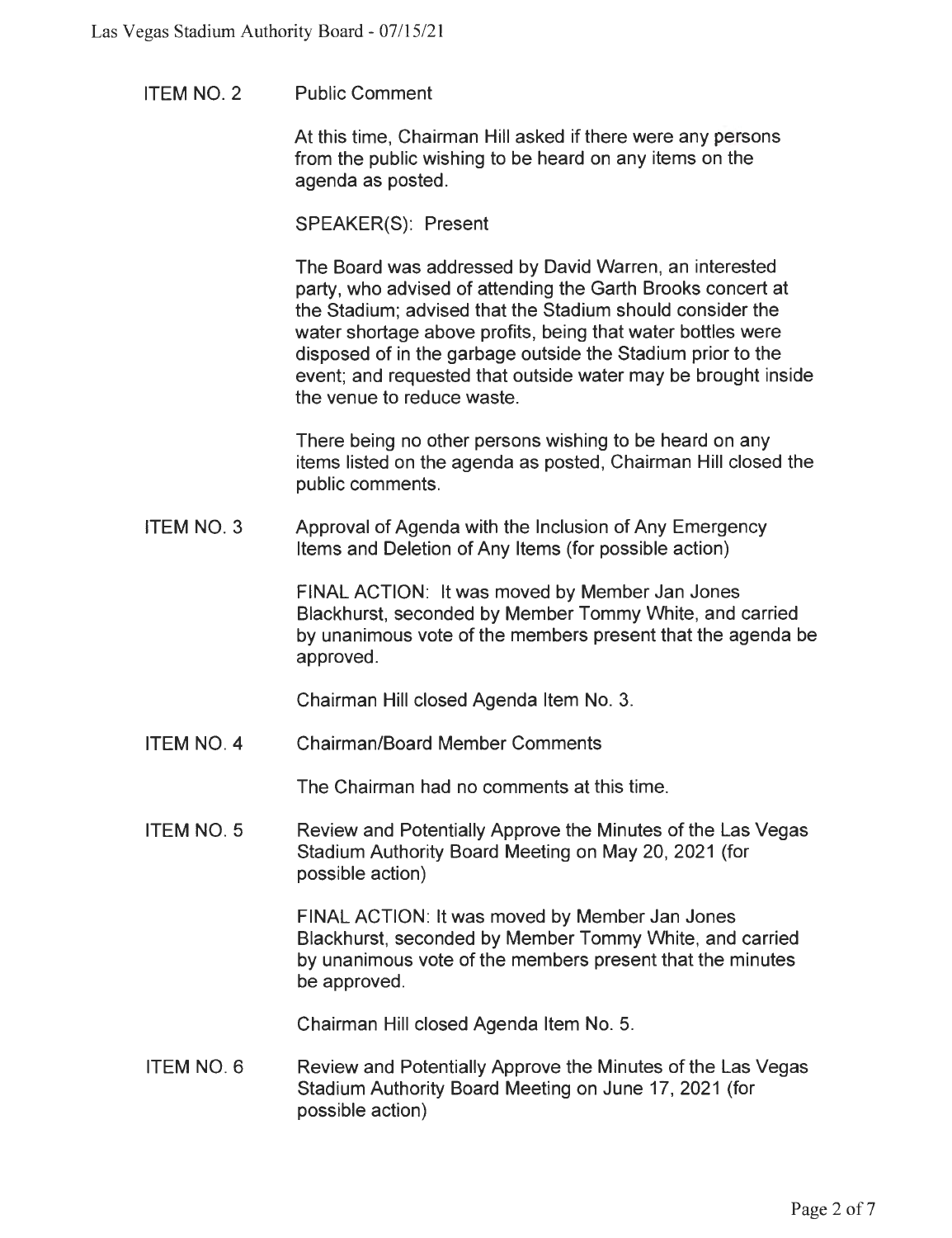ITEM NO. 2 Public Comment

At this time, Chairman Hill asked if there were any persons from the public wishing to be heard on any items on the agenda as posted.

SPEAKER(S): Present

The Board was addressed by David Warren, an interested party, who advised of attending the Garth Brooks concert at the Stadium; advised that the Stadium should consider the water shortage above profits, being that water bottles were disposed of in the garbage outside the Stadium prior to the event; and requested that outside water may be brought inside the venue to reduce waste.

There being no other persons wishing to be heard on any items listed on the agenda as posted, Chairman Hill closed the public comments.

ITEM NO. 3 Approval of Agenda with the Inclusion of Any Emergency Items and Deletion of Any Items (for possible action)

FINAL ACTION: It was moved by Member Jan Jones Blackhurst, seconded by Member Tommy White, and carried by unanimous vote of the members present that the agenda be approved.

Chairman Hill closed Agenda Item No. 3.

ITEM NO. 4 Chairman/Board Member Comments

The Chairman had no comments at this time.

ITEM NO. 5 Review and Potentially Approve the Minutes of the Las Vegas Stadium Authority Board Meeting on May 20, 2021 (for possible action)

FINAL ACTION: It was moved by Member Jan Jones Blackhurst, seconded by Member Tommy White, and carried by unanimous vote of the members present that the minutes be approved.

Chairman Hill closed Agenda Item No. 5.

ITEM NO. 6 Review and Potentially Approve the Minutes of the Las Vegas Stadium Authority Board Meeting on June 17, 2021 (for possible action)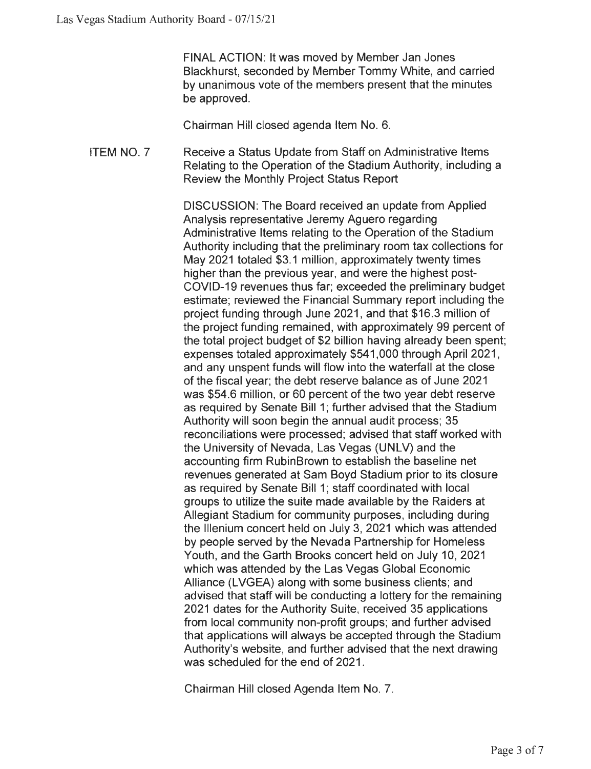FINAL ACTION: It was moved by Member Jan Jones Blackhurst, seconded by Member Tommy White, and carried by unanimous vote of the members present that the minutes be approved.

Chairman Hill closed agenda Item No. 6.

**ITEM NO. 7** Receive a Status Update from Staff on Administrative Items Relating to the Operation of the Stadium Authority, including a Review the Monthly Project Status Report

DISCUSSION: The Board received an update from Applied Analysis representative Jeremy Aguero regarding Administrative Items relating to the Operation of the Stadium Authority including that the preliminary room tax collections for May 2021 totaled $3.1 million, approximately twenty times higher than the previous year, and were the highest post-COVID-19 revenues thus far; exceeded the preliminary budget estimate; reviewed the Financial Summary report including the project funding through June 2021, and that $16.3 million of the project funding remained, with approximately 99 percent of the total project budget of $2 billion having already been spent; expenses totaled approximately $541,000 through April 2021, and any unspent funds will flow into the waterfall at the close of the fiscal year; the debt reserve balance as of June 2021 was $54.6 million, or 60 percent of the two year debt reserve as required by Senate Bill 1; further advised that the Stadium Authority will soon begin the annual audit process; 35 reconciliations were processed; advised that staff worked with the University of Nevada, Las Vegas (UNLV) and the accounting firm RubinBrown to establish the baseline net revenues generated at Sam Boyd Stadium prior to its closure as required by Senate Bill 1; staff coordinated with local groups to utilize the suite made available by the Raiders at Allegiant Stadium for community purposes, including during the Illenium concert held on July 3, 2021 which was attended by people served by the Nevada Partnership for Homeless Youth, and the Garth Brooks concert held on July 10, 2021 which was attended by the Las Vegas Global Economic Alliance (LVGEA) along with some business clients; and advised that staff will be conducting a lottery for the remaining 2021 dates for the Authority Suite, received 35 applications from local community non-profit groups; and further advised that applications will always be accepted through the Stadium Authority's website, and further advised that the next drawing was scheduled for the end of 2021.

Chairman Hill closed Agenda Item No. 7.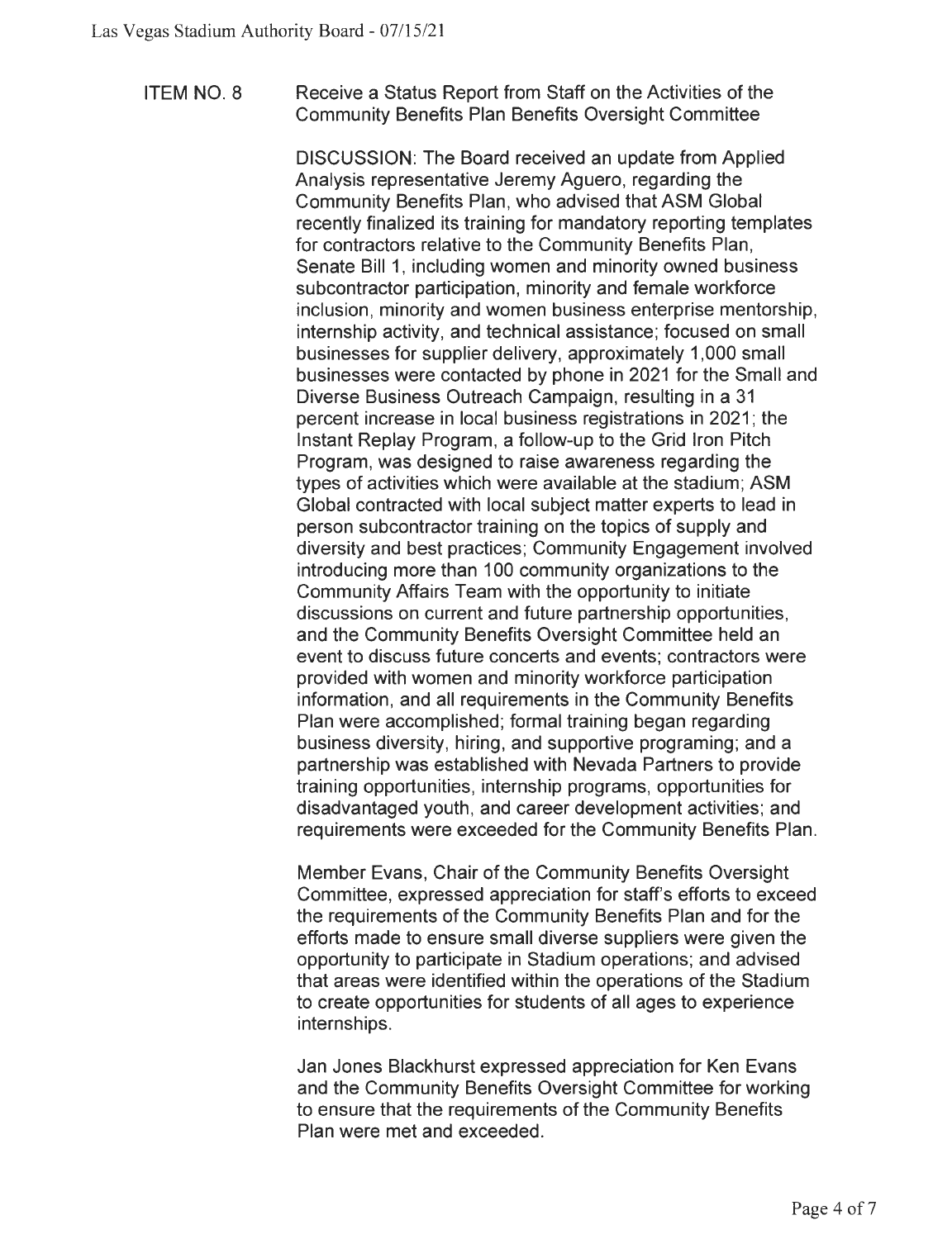ITEM NO. 8 Receive a Status Report from Staff on the Activities of the Community Benefits Plan Benefits Oversight Committee

DISCUSSION: The Board received an update from Applied Analysis representative Jeremy Aguero, regarding the Community Benefits Plan, who advised that ASM Global recently finalized its training for mandatory reporting templates for contractors relative to the Community Benefits Plan, Senate Bill 1, including women and minority owned business subcontractor participation, minority and female workforce inclusion, minority and women business enterprise mentorship, internship activity, and technical assistance; focused on small businesses for supplier delivery, approximately 1,000 small businesses were contacted by phone in 2021 for the Small and Diverse Business Outreach Campaign, resulting in a 31 percent increase in local business registrations in 2021; the Instant Replay Program, a follow-up to the Grid Iron Pitch Program, was designed to raise awareness regarding the types of activities which were available at the stadium; ASM Global contracted with local subject matter experts to lead in person subcontractor training on the topics of supply and diversity and best practices; Community Engagement involved introducing more than 100 community organizations to the Community Affairs Team with the opportunity to initiate discussions on current and future partnership opportunities, and the Community Benefits Oversight Committee held an event to discuss future concerts and events; contractors were provided with women and minority workforce participation information, and all requirements in the Community Benefits Plan were accomplished; formal training began regarding business diversity, hiring, and supportive programing; and a partnership was established with Nevada Partners to provide training opportunities, internship programs, opportunities for disadvantaged youth, and career development activities; and requirements were exceeded for the Community Benefits Plan.

Member Evans, Chair of the Community Benefits Oversight Committee, expressed appreciation for staff's efforts to exceed the requirements of the Community Benefits Plan and for the efforts made to ensure small diverse suppliers were given the opportunity to participate in Stadium operations; and advised that areas were identified within the operations of the Stadium to create opportunities for students of all ages to experience internships.

Jan Jones Blackhurst expressed appreciation for Ken Evans and the Community Benefits Oversight Committee for working to ensure that the requirements of the Community Benefits Plan were met and exceeded.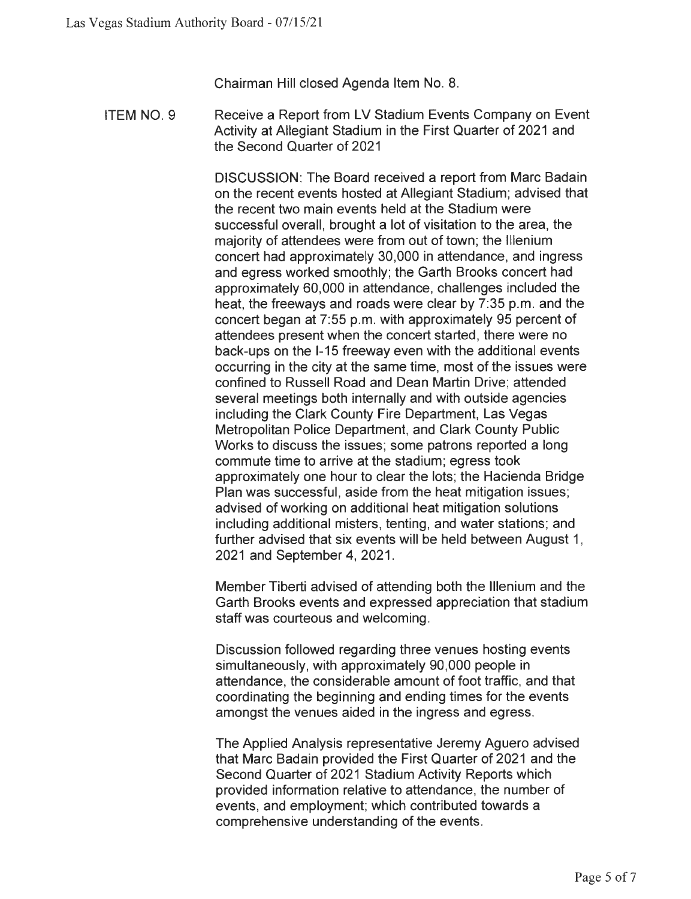Chairman Hill closed Agenda Item No. 8.

**ITEM NO. 9** Receive a Report from LV Stadium Events Company on Event Activity at Allegiant Stadium in the First Quarter of 2021 and the Second Quarter of 2021

DISCUSSION: The Board received a report from Marc Badain on the recent events hosted at Allegiant Stadium; advised that the recent two main events held at the Stadium were successful overall, brought a lot of visitation to the area, the majority of attendees were from out of town; the Illenium concert had approximately 30,000 in attendance, and ingress and egress worked smoothly; the Garth Brooks concert had approximately 60,000 in attendance, challenges included the heat, the freeways and roads were clear by 7:35 p.m. and the concert began at 7:55 p.m. with approximately 95 percent of attendees present when the concert started, there were no back-ups on the I-15 freeway even with the additional events occurring in the city at the same time, most of the issues were confined to Russell Road and Dean Martin Drive; attended several meetings both internally and with outside agencies including the Clark County Fire Department, Las Vegas Metropolitan Police Department, and Clark County Public Works to discuss the issues; some patrons reported a long commute time to arrive at the stadium; egress took approximately one hour to clear the lots; the Hacienda Bridge Plan was successful, aside from the heat mitigation issues; advised of working on additional heat mitigation solutions including additional misters, tenting, and water stations; and further advised that six events will be held between August 1, 2021 and September 4, 2021.

Member Tiberti advised of attending both the Illenium and the Garth Brooks events and expressed appreciation that stadium staff was courteous and welcoming.

Discussion followed regarding three venues hosting events simultaneously, with approximately 90,000 people in attendance, the considerable amount of foot traffic, and that coordinating the beginning and ending times for the events amongst the venues aided in the ingress and egress.

The Applied Analysis representative Jeremy Aguero advised that Marc Badain provided the First Quarter of 2021 and the Second Quarter of 2021 Stadium Activity Reports which provided information relative to attendance, the number of events, and employment; which contributed towards a comprehensive understanding of the events.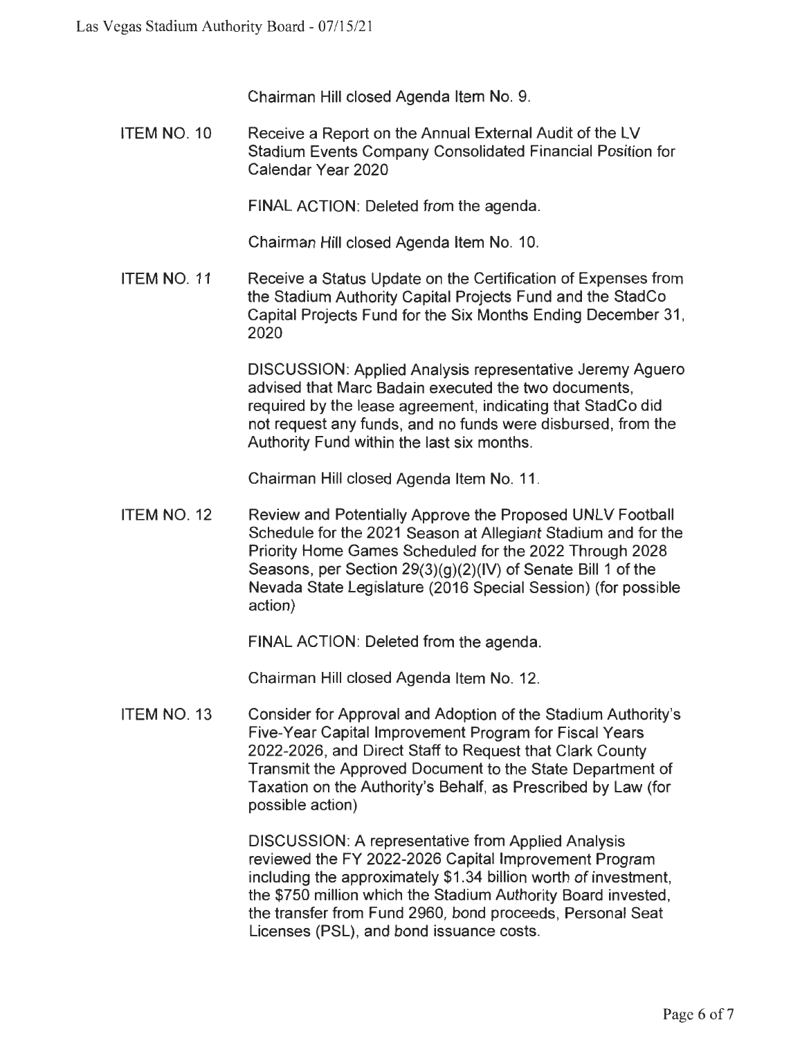Chairman Hill closed Agenda Item No. 9.

**ITEM NO. 10** Receive a Report on the Annual External Audit of the LV Stadium Events Company Consolidated Financial Position for Calendar Year 2020

FINAL ACTION: Deleted from the agenda.

Chairman Hill closed Agenda Item No. 10.

**ITEM NO. 11** Receive a Status Update on the Certification of Expenses from the Stadium Authority Capital Projects Fund and the StadCo Capital Projects Fund for the Six Months Ending December 31, 2020

DISCUSSION: Applied Analysis representative Jeremy Aguero advised that Marc Badain executed the two documents, required by the lease agreement, indicating that StadCo did not request any funds, and no funds were disbursed, from the Authority Fund within the last six months.

Chairman Hill closed Agenda Item No. 11.

**ITEM NO. 12** Review and Potentially Approve the Proposed UNLV Football Schedule for the 2021 Season at Allegiant Stadium and for the Priority Home Games Scheduled for the 2022 Through 2028 Seasons, per Section 29(3)(g)(2)(IV) of Senate Bill 1 of the Nevada State Legislature (2016 Special Session) (for possible action)

FINAL ACTION: Deleted from the agenda.

Chairman Hill closed Agenda Item No. 12.

**ITEM NO. 13** Consider for Approval and Adoption of the Stadium Authority's Five-Year Capital Improvement Program for Fiscal Years 2022-2026, and Direct Staff to Request that Clark County Transmit the Approved Document to the State Department of Taxation on the Authority's Behalf, as Prescribed by Law (for possible action)

DISCUSSION: A representative from Applied Analysis reviewed the FY 2022-2026 Capital Improvement Program including the approximately $1.34 billion worth of investment, the $750 million which the Stadium Authority Board invested, the transfer from Fund 2960, bond proceeds, Personal Seat Licenses (PSL), and bond issuance costs.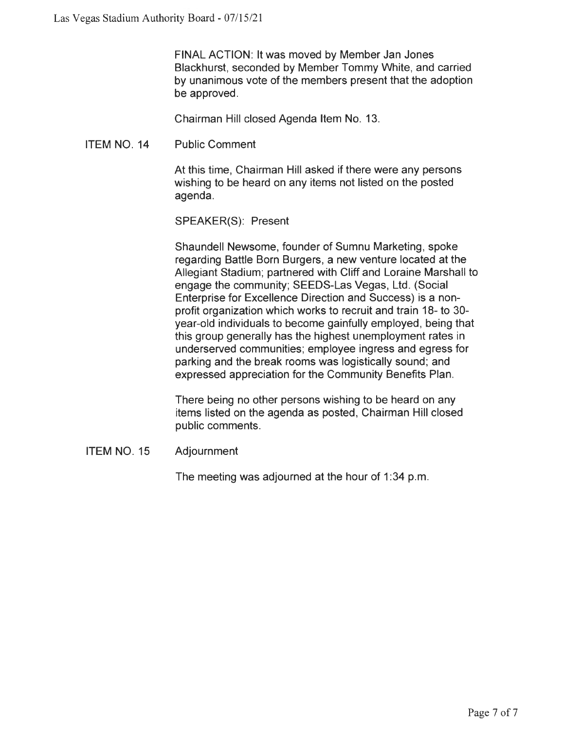FINAL ACTION: It was moved by Member Jan Jones Blackhurst, seconded by Member Tommy White, and carried by unanimous vote of the members present that the adoption be approved.

Chairman Hill closed Agenda Item No. 13.

**ITEM NO. 14** Public Comment

At this time, Chairman Hill asked if there were any persons wishing to be heard on any items not listed on the posted agenda.

SPEAKER(S): Present

Shaundell Newsome, founder of Sumnu Marketing, spoke regarding Battle Born Burgers, a new venture located at the Allegiant Stadium; partnered with Cliff and Loraine Marshall to engage the community; SEEDS-Las Vegas, Ltd. (Social Enterprise for Excellence Direction and Success) is a non-profit organization which works to recruit and train 18- to 30-year-old individuals to become gainfully employed, being that this group generally has the highest unemployment rates in underserved communities; employee ingress and egress for parking and the break rooms was logistically sound; and expressed appreciation for the Community Benefits Plan.

There being no other persons wishing to be heard on any items listed on the agenda as posted, Chairman Hill closed public comments.

**ITEM NO. 15** Adjournment

The meeting was adjourned at the hour of 1:34 p.m.